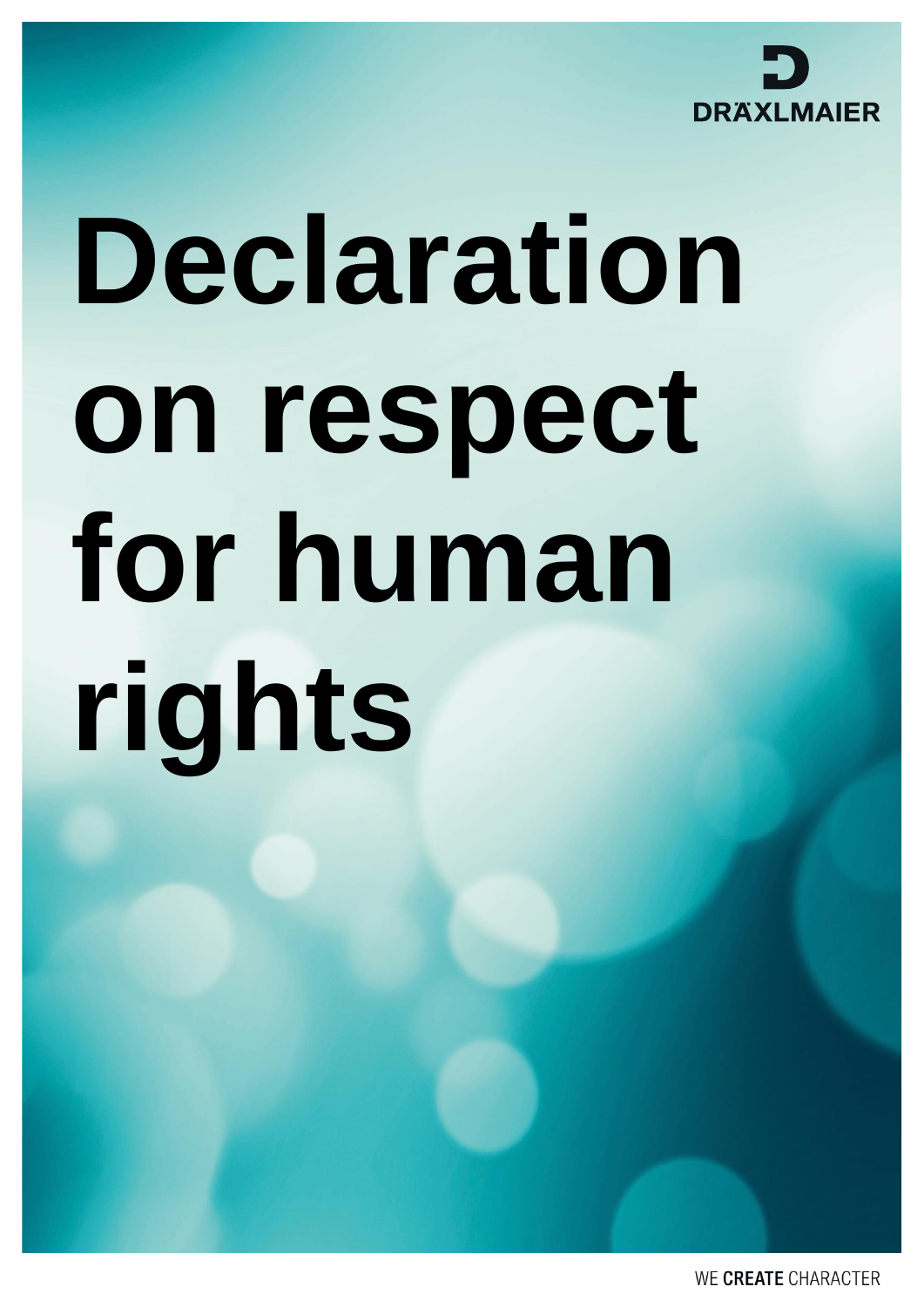DRÄXLMAIER

# Declaration on respect for human rights

WE **CREATE** CHARACTER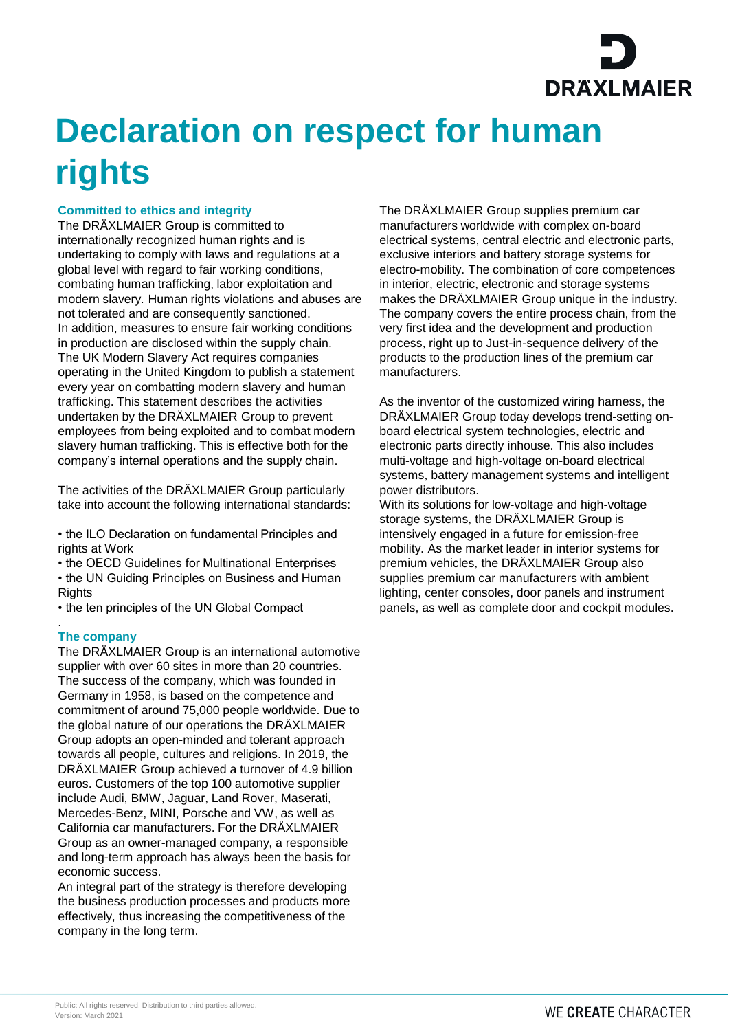# Declaration on respect for human rights

### Committed to ethics and integrity

The DRÄXLMAIER Group is committed to internationally recognized human rights and is undertaking to comply with laws and regulations at a global level with regard to fair working conditions, combating human trafficking, labor exploitation and modern slavery. Human rights violations and abuses are not tolerated and are consequently sanctioned.
In addition, measures to ensure fair working conditions in production are disclosed within the supply chain. The UK Modern Slavery Act requires companies operating in the United Kingdom to publish a statement every year on combatting modern slavery and human trafficking. This statement describes the activities undertaken by the DRÄXLMAIER Group to prevent employees from being exploited and to combat modern slavery human trafficking. This is effective both for the company's internal operations and the supply chain.

The activities of the DRÄXLMAIER Group particularly take into account the following international standards:

- the ILO Declaration on fundamental Principles and rights at Work
- the OECD Guidelines for Multinational Enterprises
- the UN Guiding Principles on Business and Human Rights
- the ten principles of the UN Global Compact

### The company

The DRÄXLMAIER Group is an international automotive supplier with over 60 sites in more than 20 countries. The success of the company, which was founded in Germany in 1958, is based on the competence and commitment of around 75,000 people worldwide. Due to the global nature of our operations the DRÄXLMAIER Group adopts an open-minded and tolerant approach towards all people, cultures and religions. In 2019, the DRÄXLMAIER Group achieved a turnover of 4.9 billion euros. Customers of the top 100 automotive supplier include Audi, BMW, Jaguar, Land Rover, Maserati, Mercedes-Benz, MINI, Porsche and VW, as well as California car manufacturers. For the DRÄXLMAIER Group as an owner-managed company, a responsible and long-term approach has always been the basis for economic success.
An integral part of the strategy is therefore developing the business production processes and products more effectively, thus increasing the competitiveness of the company in the long term.

The DRÄXLMAIER Group supplies premium car manufacturers worldwide with complex on-board electrical systems, central electric and electronic parts, exclusive interiors and battery storage systems for electro-mobility. The combination of core competences in interior, electric, electronic and storage systems makes the DRÄXLMAIER Group unique in the industry. The company covers the entire process chain, from the very first idea and the development and production process, right up to Just-in-sequence delivery of the products to the production lines of the premium car manufacturers.

As the inventor of the customized wiring harness, the DRÄXLMAIER Group today develops trend-setting on-board electrical system technologies, electric and electronic parts directly inhouse. This also includes multi-voltage and high-voltage on-board electrical systems, battery management systems and intelligent power distributors.
With its solutions for low-voltage and high-voltage storage systems, the DRÄXLMAIER Group is intensively engaged in a future for emission-free mobility. As the market leader in interior systems for premium vehicles, the DRÄXLMAIER Group also supplies premium car manufacturers with ambient lighting, center consoles, door panels and instrument panels, as well as complete door and cockpit modules.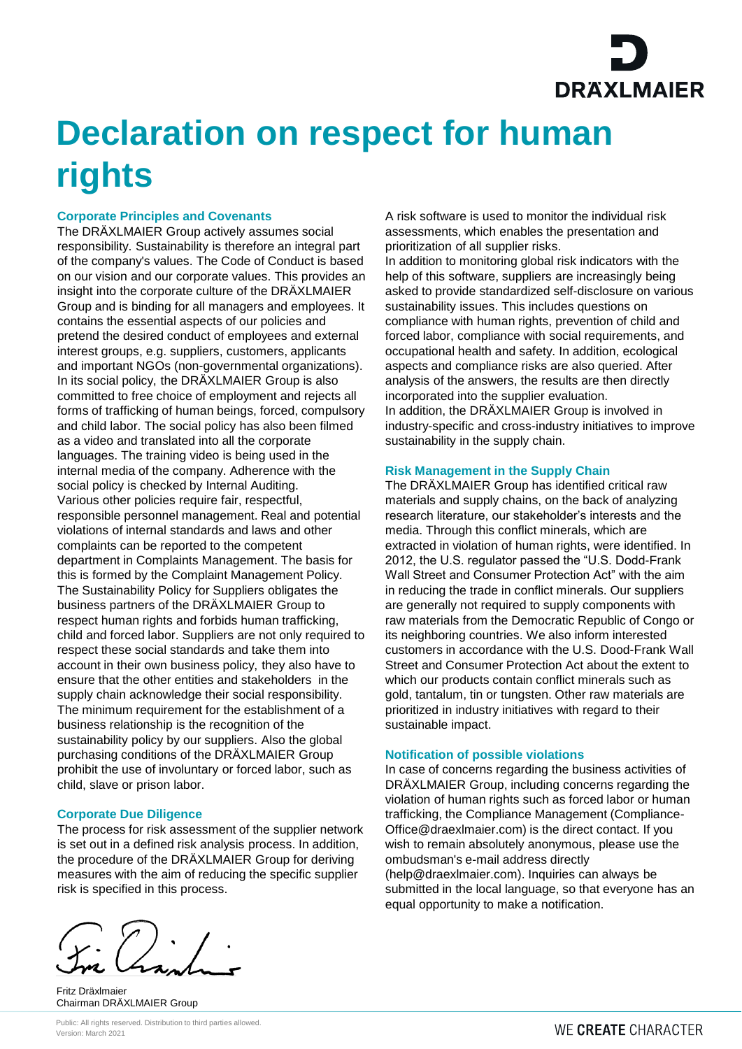# Declaration on respect for human rights

### Corporate Principles and Covenants

The DRÄXLMAIER Group actively assumes social responsibility. Sustainability is therefore an integral part of the company's values. The Code of Conduct is based on our vision and our corporate values. This provides an insight into the corporate culture of the DRÄXLMAIER Group and is binding for all managers and employees. It contains the essential aspects of our policies and pretend the desired conduct of employees and external interest groups, e.g. suppliers, customers, applicants and important NGOs (non-governmental organizations). In its social policy, the DRÄXLMAIER Group is also committed to free choice of employment and rejects all forms of trafficking of human beings, forced, compulsory and child labor. The social policy has also been filmed as a video and translated into all the corporate languages. The training video is being used in the internal media of the company. Adherence with the social policy is checked by Internal Auditing.
Various other policies require fair, respectful, responsible personnel management. Real and potential violations of internal standards and laws and other complaints can be reported to the competent department in Complaints Management. The basis for this is formed by the Complaint Management Policy.
The Sustainability Policy for Suppliers obligates the business partners of the DRÄXLMAIER Group to respect human rights and forbids human trafficking, child and forced labor. Suppliers are not only required to respect these social standards and take them into account in their own business policy, they also have to ensure that the other entities and stakeholders in the supply chain acknowledge their social responsibility. The minimum requirement for the establishment of a business relationship is the recognition of the sustainability policy by our suppliers. Also the global purchasing conditions of the DRÄXLMAIER Group prohibit the use of involuntary or forced labor, such as child, slave or prison labor.

### Corporate Due Diligence

The process for risk assessment of the supplier network is set out in a defined risk analysis process. In addition, the procedure of the DRÄXLMAIER Group for deriving measures with the aim of reducing the specific supplier risk is specified in this process.

A risk software is used to monitor the individual risk assessments, which enables the presentation and prioritization of all supplier risks.
In addition to monitoring global risk indicators with the help of this software, suppliers are increasingly being asked to provide standardized self-disclosure on various sustainability issues. This includes questions on compliance with human rights, prevention of child and forced labor, compliance with social requirements, and occupational health and safety. In addition, ecological aspects and compliance risks are also queried. After analysis of the answers, the results are then directly incorporated into the supplier evaluation.
In addition, the DRÄXLMAIER Group is involved in industry-specific and cross-industry initiatives to improve sustainability in the supply chain.

### Risk Management in the Supply Chain

The DRÄXLMAIER Group has identified critical raw materials and supply chains, on the back of analyzing research literature, our stakeholder's interests and the media. Through this conflict minerals, which are extracted in violation of human rights, were identified. In 2012, the U.S. regulator passed the "U.S. Dodd-Frank Wall Street and Consumer Protection Act" with the aim in reducing the trade in conflict minerals. Our suppliers are generally not required to supply components with raw materials from the Democratic Republic of Congo or its neighboring countries. We also inform interested customers in accordance with the U.S. Dood-Frank Wall Street and Consumer Protection Act about the extent to which our products contain conflict minerals such as gold, tantalum, tin or tungsten. Other raw materials are prioritized in industry initiatives with regard to their sustainable impact.

### Notification of possible violations

In case of concerns regarding the business activities of DRÄXLMAIER Group, including concerns regarding the violation of human rights such as forced labor or human trafficking, the Compliance Management (Compliance-Office@draexlmaier.com) is the direct contact. If you wish to remain absolutely anonymous, please use the ombudsman's e-mail address directly (help@draexlmaier.com). Inquiries can always be submitted in the local language, so that everyone has an equal opportunity to make a notification.

Fritz Dräxlmaier
Chairman DRÄXLMAIER Group

Public: All rights reserved. Distribution to third parties allowed.
Version: March 2021